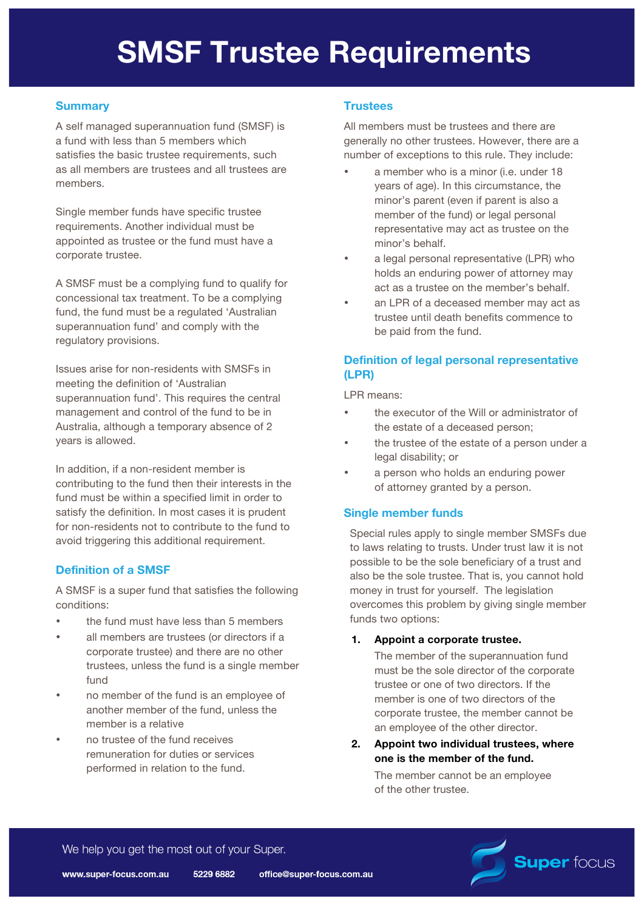# SMSF Trustee Requirements

## Summary

A self managed superannuation fund (SMSF) is a fund with less than 5 members which satisfies the basic trustee requirements, such as all members are trustees and all trustees are members.

Single member funds have specific trustee requirements. Another individual must be appointed as trustee or the fund must have a corporate trustee.

A SMSF must be a complying fund to qualify for concessional tax treatment. To be a complying fund, the fund must be a regulated 'Australian superannuation fund' and comply with the regulatory provisions.

Issues arise for non-residents with SMSFs in meeting the definition of 'Australian superannuation fund'. This requires the central management and control of the fund to be in Australia, although a temporary absence of 2 years is allowed.

In addition, if a non-resident member is contributing to the fund then their interests in the fund must be within a specified limit in order to satisfy the definition. In most cases it is prudent for non-residents not to contribute to the fund to avoid triggering this additional requirement.

## Definition of a SMSF

A SMSF is a super fund that satisfies the following conditions:

- the fund must have less than 5 members
- all members are trustees (or directors if a corporate trustee) and there are no other trustees, unless the fund is a single member fund
- no member of the fund is an employee of another member of the fund, unless the member is a relative
- no trustee of the fund receives remuneration for duties or services performed in relation to the fund.

## Trustees

All members must be trustees and there are generally no other trustees. However, there are a number of exceptions to this rule. They include:

- a member who is a minor (i.e. under 18 years of age). In this circumstance, the minor's parent (even if parent is also a member of the fund) or legal personal representative may act as trustee on the minor's behalf.
- a legal personal representative (LPR) who holds an enduring power of attorney may act as a trustee on the member's behalf.
- an LPR of a deceased member may act as trustee until death benefits commence to be paid from the fund.

## Definition of legal personal representative (LPR)

LPR means:

- the executor of the Will or administrator of the estate of a deceased person;
- the trustee of the estate of a person under a legal disability; or
- a person who holds an enduring power of attorney granted by a person.

## Single member funds

Special rules apply to single member SMSFs due to laws relating to trusts. Under trust law it is not possible to be the sole beneficiary of a trust and also be the sole trustee. That is, you cannot hold money in trust for yourself. The legislation overcomes this problem by giving single member funds two options:

1. **Appoint a corporate trustee.**
   The member of the superannuation fund must be the sole director of the corporate trustee or one of two directors. If the member is one of two directors of the corporate trustee, the member cannot be an employee of the other director.
2. **Appoint two individual trustees, where one is the member of the fund.**
   The member cannot be an employee of the other trustee.

We help you get the most out of your Super.

www.super-focus.com.au 5229 6882 office@super-focus.com.au

Super focus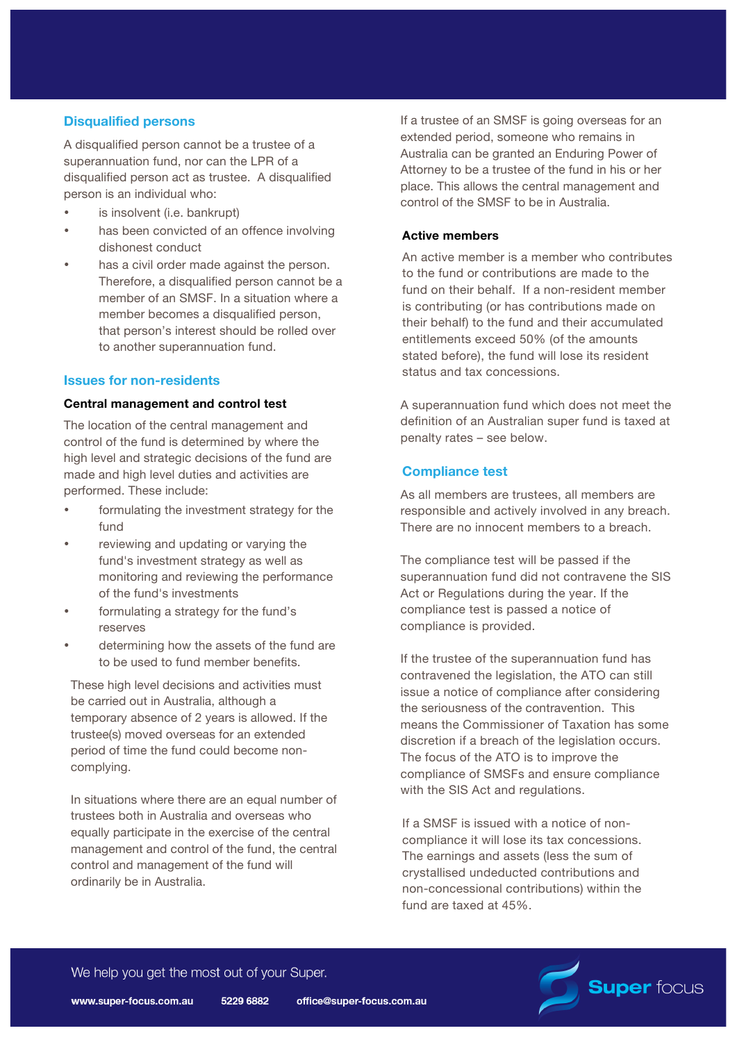## Disqualified persons

A disqualified person cannot be a trustee of a superannuation fund, nor can the LPR of a disqualified person act as trustee. A disqualified person is an individual who:

- is insolvent (i.e. bankrupt)
- has been convicted of an offence involving dishonest conduct
- has a civil order made against the person. Therefore, a disqualified person cannot be a member of an SMSF. In a situation where a member becomes a disqualified person, that person's interest should be rolled over to another superannuation fund.

## Issues for non-residents

### Central management and control test

The location of the central management and control of the fund is determined by where the high level and strategic decisions of the fund are made and high level duties and activities are performed. These include:

- formulating the investment strategy for the fund
- reviewing and updating or varying the fund's investment strategy as well as monitoring and reviewing the performance of the fund's investments
- formulating a strategy for the fund's reserves
- determining how the assets of the fund are to be used to fund member benefits.

These high level decisions and activities must be carried out in Australia, although a temporary absence of 2 years is allowed. If the trustee(s) moved overseas for an extended period of time the fund could become non-complying.

In situations where there are an equal number of trustees both in Australia and overseas who equally participate in the exercise of the central management and control of the fund, the central control and management of the fund will ordinarily be in Australia.

If a trustee of an SMSF is going overseas for an extended period, someone who remains in Australia can be granted an Enduring Power of Attorney to be a trustee of the fund in his or her place. This allows the central management and control of the SMSF to be in Australia.

### Active members

An active member is a member who contributes to the fund or contributions are made to the fund on their behalf. If a non-resident member is contributing (or has contributions made on their behalf) to the fund and their accumulated entitlements exceed 50% (of the amounts stated before), the fund will lose its resident status and tax concessions.

A superannuation fund which does not meet the definition of an Australian super fund is taxed at penalty rates – see below.

## Compliance test

As all members are trustees, all members are responsible and actively involved in any breach. There are no innocent members to a breach.

The compliance test will be passed if the superannuation fund did not contravene the SIS Act or Regulations during the year. If the compliance test is passed a notice of compliance is provided.

If the trustee of the superannuation fund has contravened the legislation, the ATO can still issue a notice of compliance after considering the seriousness of the contravention. This means the Commissioner of Taxation has some discretion if a breach of the legislation occurs. The focus of the ATO is to improve the compliance of SMSFs and ensure compliance with the SIS Act and regulations.

If a SMSF is issued with a notice of non-compliance it will lose its tax concessions. The earnings and assets (less the sum of crystallised undeducted contributions and non-concessional contributions) within the fund are taxed at 45%.

We help you get the most out of your Super.

www.super-focus.com.au 5229 6882 office@super-focus.com.au

Super focus